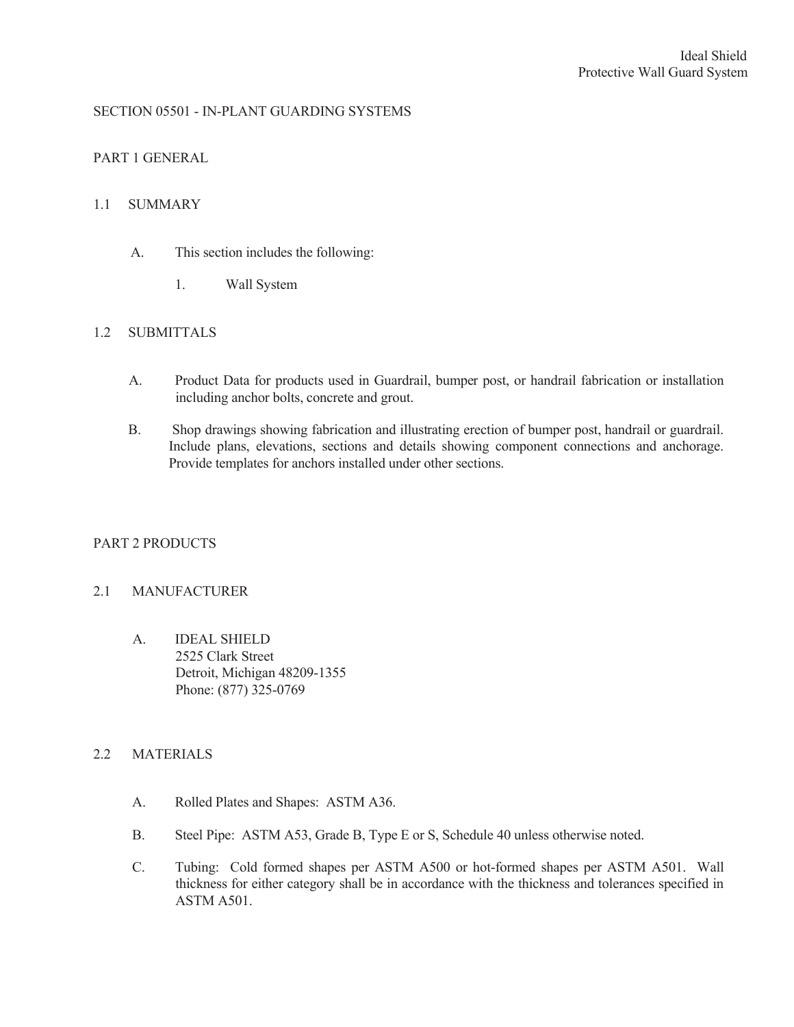Ideal Shield
Protective Wall Guard System

# SECTION 05501 - IN-PLANT GUARDING SYSTEMS

## PART 1 GENERAL

### 1.1 SUMMARY

A. This section includes the following:

1. Wall System

### 1.2 SUBMITTALS

A. Product Data for products used in Guardrail, bumper post, or handrail fabrication or installation including anchor bolts, concrete and grout.

B. Shop drawings showing fabrication and illustrating erection of bumper post, handrail or guardrail. Include plans, elevations, sections and details showing component connections and anchorage. Provide templates for anchors installed under other sections.

## PART 2 PRODUCTS

### 2.1 MANUFACTURER

A. IDEAL SHIELD
2525 Clark Street
Detroit, Michigan 48209-1355
Phone: (877) 325-0769

### 2.2 MATERIALS

A. Rolled Plates and Shapes: ASTM A36.

B. Steel Pipe: ASTM A53, Grade B, Type E or S, Schedule 40 unless otherwise noted.

C. Tubing: Cold formed shapes per ASTM A500 or hot-formed shapes per ASTM A501. Wall thickness for either category shall be in accordance with the thickness and tolerances specified in ASTM A501.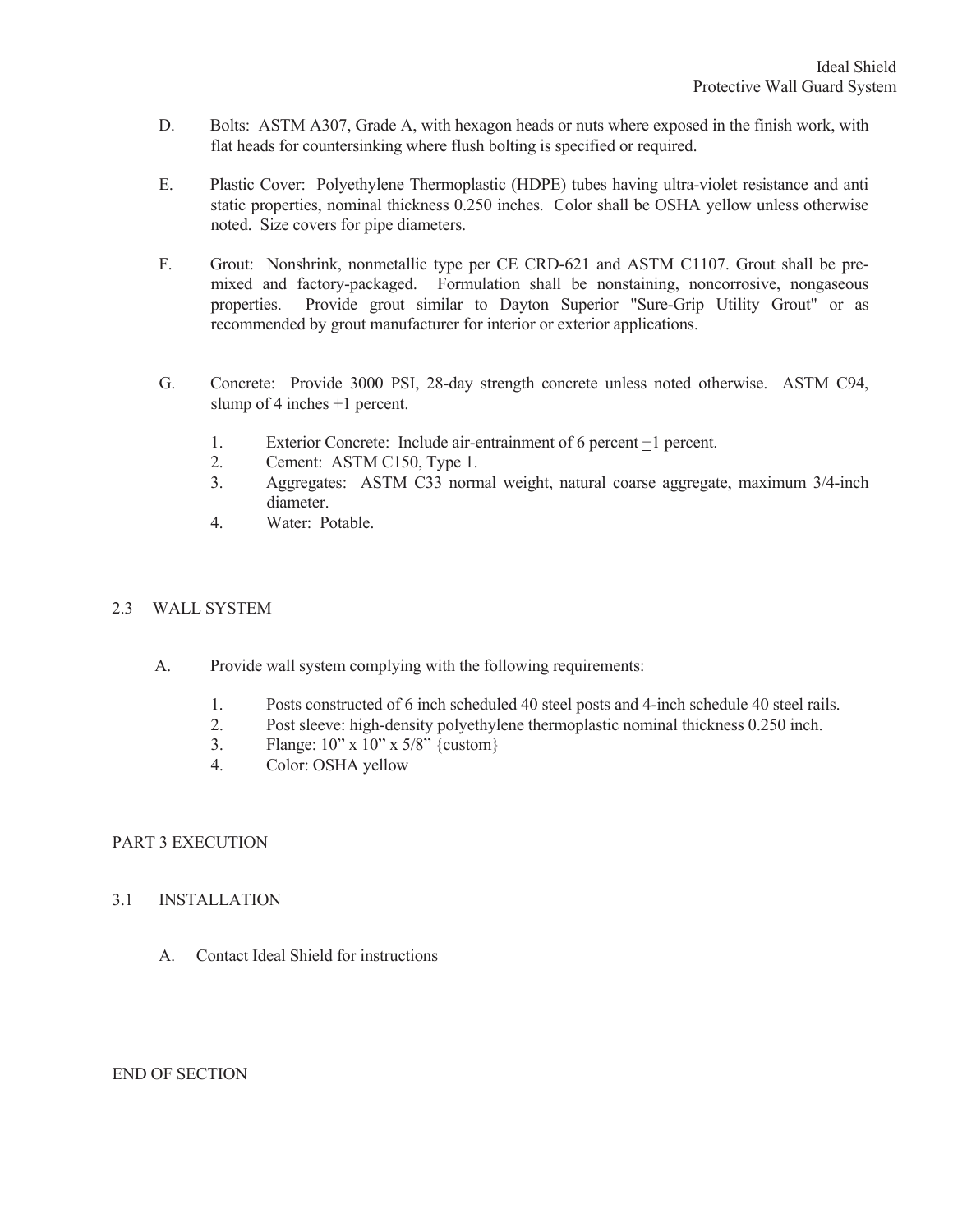D. Bolts: ASTM A307, Grade A, with hexagon heads or nuts where exposed in the finish work, with flat heads for countersinking where flush bolting is specified or required.

E. Plastic Cover: Polyethylene Thermoplastic (HDPE) tubes having ultra-violet resistance and anti static properties, nominal thickness 0.250 inches. Color shall be OSHA yellow unless otherwise noted. Size covers for pipe diameters.

F. Grout: Nonshrink, nonmetallic type per CE CRD-621 and ASTM C1107. Grout shall be pre-mixed and factory-packaged. Formulation shall be nonstaining, noncorrosive, nongaseous properties. Provide grout similar to Dayton Superior "Sure-Grip Utility Grout" or as recommended by grout manufacturer for interior or exterior applications.

G. Concrete: Provide 3000 PSI, 28-day strength concrete unless noted otherwise. ASTM C94, slump of 4 inches ±1 percent.

1. Exterior Concrete: Include air-entrainment of 6 percent ±1 percent.
2. Cement: ASTM C150, Type 1.
3. Aggregates: ASTM C33 normal weight, natural coarse aggregate, maximum 3/4-inch diameter.
4. Water: Potable.

## 2.3 WALL SYSTEM

A. Provide wall system complying with the following requirements:

1. Posts constructed of 6 inch scheduled 40 steel posts and 4-inch schedule 40 steel rails.
2. Post sleeve: high-density polyethylene thermoplastic nominal thickness 0.250 inch.
3. Flange: 10” x 10” x 5/8” {custom}
4. Color: OSHA yellow

# PART 3 EXECUTION

## 3.1 INSTALLATION

A. Contact Ideal Shield for instructions

END OF SECTION